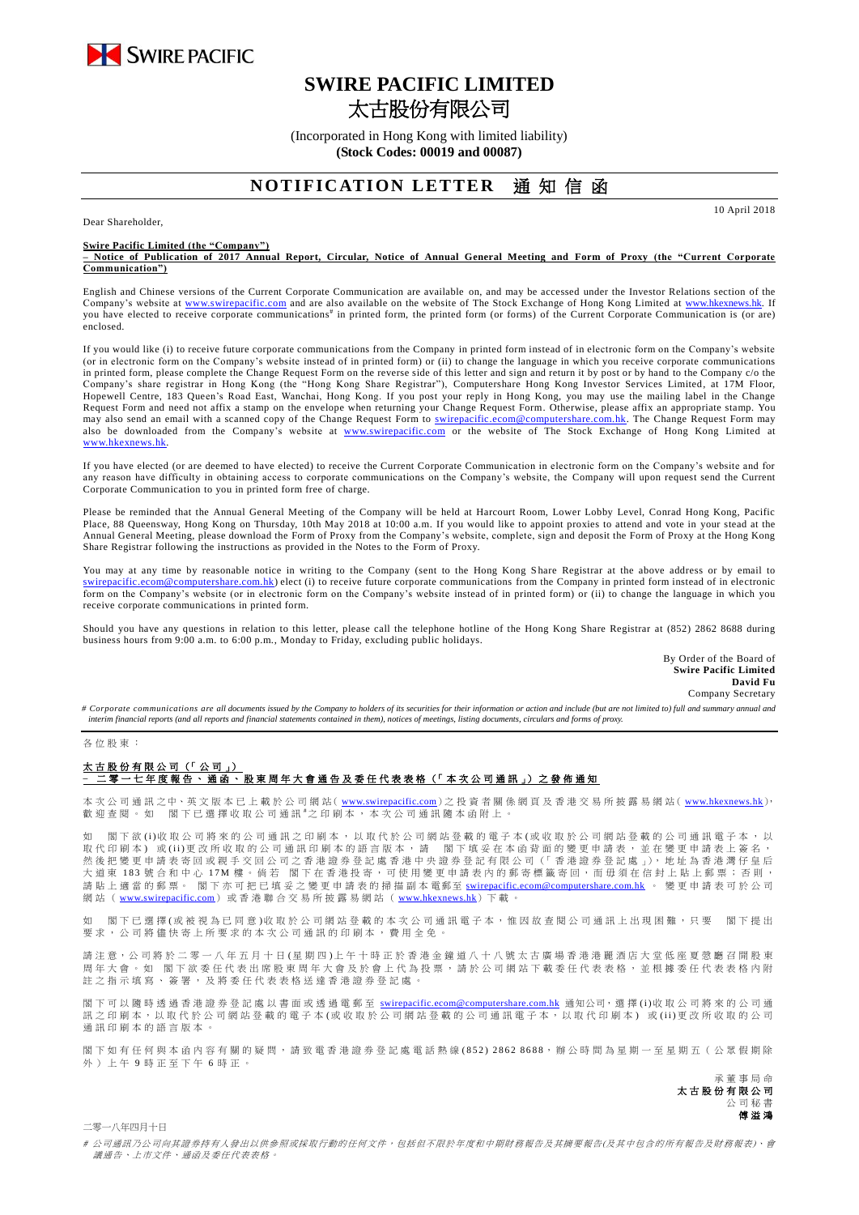SWIRE PACIFIC

# SWIRE PACIFIC LIMITED
# 太古股份有限公司

(Incorporated in Hong Kong with limited liability)
**(Stock Codes: 00019 and 00087)**

## NOTIFICATION LETTER 通知信函

10 April 2018

Dear Shareholder,

**Swire Pacific Limited (the "Company")**
**– Notice of Publication of 2017 Annual Report, Circular, Notice of Annual General Meeting and Form of Proxy (the "Current Corporate Communication")**

English and Chinese versions of the Current Corporate Communication are available on, and may be accessed under the Investor Relations section of the Company's website at www.swirepacific.com and are also available on the website of The Stock Exchange of Hong Kong Limited at www.hkexnews.hk. If you have elected to receive corporate communications# in printed form, the printed form (or forms) of the Current Corporate Communication is (or are) enclosed.

If you would like (i) to receive future corporate communications from the Company in printed form instead of in electronic form on the Company's website (or in electronic form on the Company's website instead of in printed form) or (ii) to change the language in which you receive corporate communications in printed form, please complete the Change Request Form on the reverse side of this letter and sign and return it by post or by hand to the Company c/o the Company's share registrar in Hong Kong (the "Hong Kong Share Registrar"), Computershare Hong Kong Investor Services Limited, at 17M Floor, Hopewell Centre, 183 Queen's Road East, Wanchai, Hong Kong. If you post your reply in Hong Kong, you may use the mailing label in the Change Request Form and need not affix a stamp on the envelope when returning your Change Request Form. Otherwise, please affix an appropriate stamp. You may also send an email with a scanned copy of the Change Request Form to swirepacific.ecom@computershare.com.hk. The Change Request Form may also be downloaded from the Company's website at www.swirepacific.com or the website of The Stock Exchange of Hong Kong Limited at www.hkexnews.hk.

If you have elected (or are deemed to have elected) to receive the Current Corporate Communication in electronic form on the Company's website and for any reason have difficulty in obtaining access to corporate communications on the Company's website, the Company will upon request send the Current Corporate Communication to you in printed form free of charge.

Please be reminded that the Annual General Meeting of the Company will be held at Harcourt Room, Lower Lobby Level, Conrad Hong Kong, Pacific Place, 88 Queensway, Hong Kong on Thursday, 10th May 2018 at 10:00 a.m. If you would like to appoint proxies to attend and vote in your stead at the Annual General Meeting, please download the Form of Proxy from the Company's website, complete, sign and deposit the Form of Proxy at the Hong Kong Share Registrar following the instructions as provided in the Notes to the Form of Proxy.

You may at any time by reasonable notice in writing to the Company (sent to the Hong Kong Share Registrar at the above address or by email to swirepacific.ecom@computershare.com.hk) elect (i) to receive future corporate communications from the Company in printed form instead of in electronic form on the Company's website (or in electronic form on the Company's website instead of in printed form) or (ii) to change the language in which you receive corporate communications in printed form.

Should you have any questions in relation to this letter, please call the telephone hotline of the Hong Kong Share Registrar at (852) 2862 8688 during business hours from 9:00 a.m. to 6:00 p.m., Monday to Friday, excluding public holidays.

By Order of the Board of
**Swire Pacific Limited**
**David Fu**
Company Secretary

*# Corporate communications are all documents issued by the Company to holders of its securities for their information or action and include (but are not limited to) full and summary annual and interim financial reports (and all reports and financial statements contained in them), notices of meetings, listing documents, circulars and forms of proxy.*

---

各位股東：

**太古股份有限公司（「公司」）**
**– 二零一七年度報告、通函、股東周年大會通告及委任代表表格（「本次公司通訊」）之發佈通知**

本次公司通訊之中、英文版本已上載於公司網站(www.swirepacific.com)之投資者關係網頁及香港交易所披露易網站(www.hkexnews.hk)，歡迎查閱。如 閣下已選擇收取公司通訊#之印刷本，本次公司通訊隨本函附上。

如 閣下欲(i)收取公司將來的公司通訊之印刷本，以取代於公司網站登載的電子本(或收取於公司網站登載的公司通訊電子本，以取代印刷本) 或(ii)更改所收取的公司通訊印刷本的語言版本，請 閣下填妥在本函背面的變更申請表，並在變更申請表上簽名，然後把變更申請表寄回或親手交回公司之香港證券登記處香港中央證券登記有限公司(「香港證券登記處」)，地址為香港灣仔皇后大道東183號合和中心17M樓。倘若 閣下在香港投寄，可使用變更申請表內的郵寄標籤寄回，而毋須在信封上貼上郵票；否則，請貼上適當的郵票。 閣下亦可把已填妥之變更申請表的掃描副本電郵至swirepacific.ecom@computershare.com.hk。變更申請表可於公司網站(www.swirepacific.com)或香港聯合交易所披露易網站(www.hkexnews.hk)下載。

如 閣下已選擇(或被視為已同意)收取於公司網站登載的本次公司通訊電子本，惟因故查閱公司通訊上出現困難，只要 閣下提出要求，公司將儘快寄上所要求的本次公司通訊的印刷本，費用全免。

請注意，公司將於二零一八年五月十日(星期四)上午十時正於香港金鐘道八十八號太古廣場香港港麗酒店大堂低座夏愨廳召開股東周年大會。如 閣下欲委任代表出席股東周年大會及於會上代為投票，請於公司網站下載委任代表表格，並根據委任代表表格內附註之指示填寫、簽署，及將委任代表表格送達香港證券登記處。

閣下可以隨時透過香港證券登記處以書面或透過電郵至swirepacific.ecom@computershare.com.hk通知公司，選擇(i)收取公司將來的公司通訊之印刷本，以取代於公司網站登載的電子本(或收取於公司網站登載的公司通訊電子本，以取代印刷本) 或(ii)更改所收取的公司通訊印刷本的語言版本。

閣下如有任何與本函內容有關的疑問，請致電香港證券登記處電話熱線(852) 2862 8688，辦公時間為星期一至星期五(公眾假期除外)上午9時正至下午6時正。

承董事局命
**太古股份有限公司**
公司秘書
**傅溢鴻**

二零一八年四月十日

*# 公司通訊乃公司向其證券持有人發出以供參照或採取行動的任何文件，包括但不限於年度和中期財務報告及其摘要報告(及其中包含的所有報告及財務報表)、會議通告、上市文件、通函及委任代表表格。*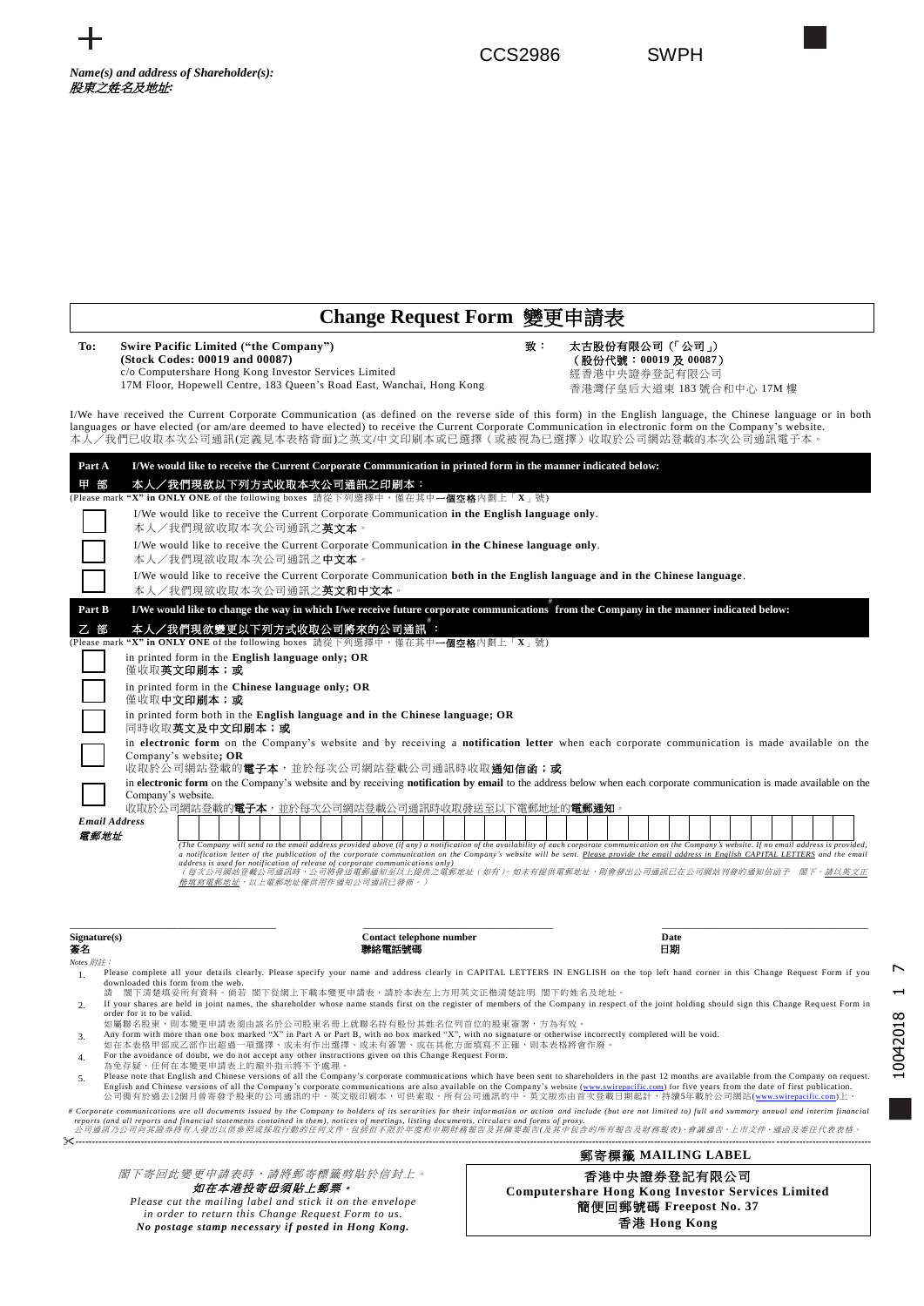CCS2986 SWPH

*Name(s) and address of Shareholder(s):*
*股東之姓名及地址:*

# Change Request Form 變更申請表

**To:** **Swire Pacific Limited ("the Company")**
**(Stock Codes: 00019 and 00087)**
c/o Computershare Hong Kong Investor Services Limited
17M Floor, Hopewell Centre, 183 Queen's Road East, Wanchai, Hong Kong

**致：** **太古股份有限公司（「公司」）**
**（股份代號：00019 及 00087）**
經香港中央證券登記有限公司
香港灣仔皇后大道東 183 號合和中心 17M 樓

I/We have received the Current Corporate Communication (as defined on the reverse side of this form) in the English language, the Chinese language or in both languages or have elected (or am/are deemed to have elected) to receive the Current Corporate Communication in electronic form on the Company's website.
本人／我們已收取本次公司通訊(定義見本表格背面)之英文/中文印刷本或已選擇（或被視為已選擇）收取於公司網站登載的本次公司通訊電子本。

**Part A I/We would like to receive the Current Corporate Communication in printed form in the manner indicated below:**
**甲 部 本人／我們現欲以下列方式收取本次公司通訊之印刷本：**
(Please mark **"X" in ONLY ONE** of the following boxes 請從下列選擇中，僅在其中**一個空格**內劃上「**X**」號)

☐ I/We would like to receive the Current Corporate Communication **in the English language only**.
本人／我們現欲收取本次公司通訊之**英文本**。

☐ I/We would like to receive the Current Corporate Communication **in the Chinese language only**.
本人／我們現欲收取本次公司通訊之**中文本**。

☐ I/We would like to receive the Current Corporate Communication **both in the English language and in the Chinese language**.
本人／我們現欲收取本次公司通訊之**英文和中文本**。

**Part B I/We would like to change the way in which I/we receive future corporate communications# from the Company in the manner indicated below:**
**乙 部 本人／我們現欲變更以下列方式收取公司將來的公司通訊#：**
(Please mark **"X" in ONLY ONE** of the following boxes 請從下列選擇中，僅在其中**一個空格**內劃上「**X**」號)

☐ in printed form in the **English language only; OR**
僅收取**英文印刷本；或**

☐ in printed form in the **Chinese language only; OR**
僅收取**中文印刷本；或**

☐ in printed form both in the **English language and in the Chinese language; OR**
同時收取**英文及中文印刷本；或**

☐ in **electronic form** on the Company's website and by receiving a **notification letter** when each corporate communication is made available on the Company's website**; OR**
收取於公司網站登載的**電子本**，並於每次公司網站登載公司通訊時收取**通知信函；或**

☐ in **electronic form** on the Company's website and by receiving **notification by email** to the address below when each corporate communication is made available on the Company's website.
收取於公司網站登載的**電子本**，並於每次公司網站登載公司通訊時收取發送至以下電郵地址的**電郵通知**。

***Email Address***
***電郵地址***

*(The Company will send to the email address provided above (if any) a notification of the availability of each corporate communication on the Company's website. If no email address is provided, a notification letter of the publication of the corporate communication on the Company's website will be sent. Please provide the email address in English CAPITAL LETTERS and the email address is used for notification of release of corporate communications only)*
*（每次公司網站登載公司通訊時，公司將發送電郵通知至以上提供之電郵地址（如有）。如未有提供電郵地址，則會發出公司通訊已在公司網站刊發的通知信函予 閣下。請以英文正楷填寫電郵地址，以上電郵地址僅供用作通知公司通訊已發佈。）*

| Signature(s) 簽名 | Contact telephone number 聯絡電話號碼 | Date 日期 |
|---|---|---|
| | | |

*Notes 附註：*

1. Please complete all your details clearly. Please specify your name and address clearly in CAPITAL LETTERS IN ENGLISH on the top left hand corner in this Change Request Form if you downloaded this form from the web.
請 閣下清楚填妥所有資料。倘若 閣下從網上下載本變更申請表，請於本表左上方用英文正楷清楚註明 閣下的姓名及地址。
2. If your shares are held in joint names, the shareholder whose name stands first on the register of members of the Company in respect of the joint holding should sign this Change Request Form in order for it to be valid.
如屬聯名股東，則本變更申請表須由該名於公司股東名冊上就聯名持有股份其姓名位列首位的股東簽署，方為有效。
3. Any form with more than one box marked "X" in Part A or Part B, with no box marked "X", with no signature or otherwise incorrectly completed will be void.
如在本表格甲部或乙部作出超過一項選擇、或未有作出選擇、或未有簽署、或在其他方面填寫不正確，則本表格將會作廢。
4. For the avoidance of doubt, we do not accept any other instructions given on this Change Request Form.
為免存疑，任何在本變更申請表上的額外指示將不予處理。
5. Please note that English and Chinese versions of all the Company's corporate communications which have been sent to shareholders in the past 12 months are available from the Company on request. English and Chinese versions of all the Company's corporate communications are also available on the Company's website (www.swirepacific.com) for five years from the date of first publication.
公司備有於過去12個月曾寄發予股東的公司通訊的中、英文版印刷本，可供索取。所有公司通訊的中、英文版亦由首次登載日期起計，持續5年載於公司網站(www.swirepacific.com)上。

*# Corporate communications are all documents issued by the Company to holders of its securities for their information or action and include (but are not limited to) full and summary annual and interim financial reports (and all reports and financial statements contained in them), notices of meetings, listing documents, circulars and forms of proxy.*
*公司通訊乃公司向其證券持有人發出以供參照或採取行動的任何文件，包括但不限於年度和中期財務報告及其摘要報告(及其中包含的所有報告及財務報表)、會議通告、上市文件、通函及委任代表表格。*

*閣下寄回此變更申請表時，請將郵寄標籤剪貼於信封上。*
***如在本港投寄毋須貼上郵票。***
*Please cut the mailing label and stick it on the envelope in order to return this Change Request Form to us.*
***No postage stamp necessary if posted in Hong Kong.***

**郵寄標籤 MAILING LABEL**

**香港中央證券登記有限公司**
**Computershare Hong Kong Investor Services Limited**
**簡便回郵號碼 Freepost No. 37**
**香港 Hong Kong**

10042018 1 7